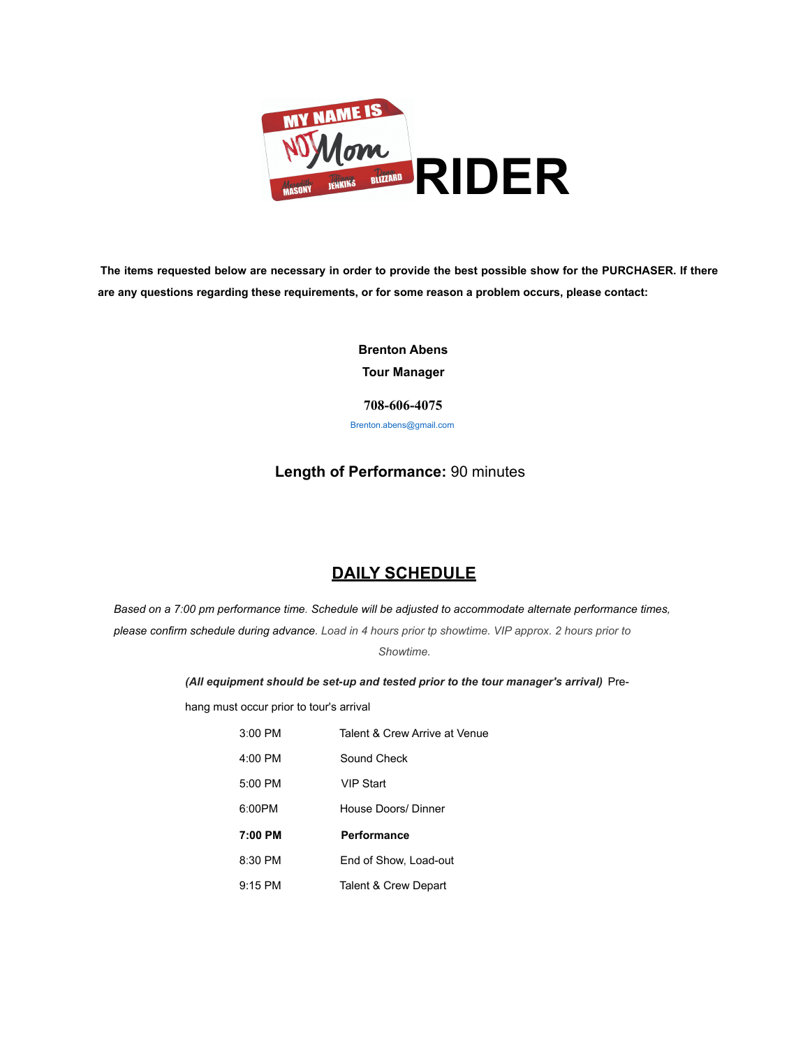# MY NAME IS NOT Mom RIDER

**The items requested below are necessary in order to provide the best possible show for the PURCHASER. If there are any questions regarding these requirements, or for some reason a problem occurs, please contact:**

**Brenton Abens**
**Tour Manager**

**708-606-4075**
Brenton.abens@gmail.com

**Length of Performance:** 90 minutes

## DAILY SCHEDULE

*Based on a 7:00 pm performance time. Schedule will be adjusted to accommodate alternate performance times, please confirm schedule during advance. Load in 4 hours prior tp showtime. VIP approx. 2 hours prior to Showtime.*

***(All equipment should be set-up and tested prior to the tour manager's arrival)*** Pre-hang must occur prior to tour's arrival

| | |
|---|---|
| 3:00 PM | Talent & Crew Arrive at Venue |
| 4:00 PM | Sound Check |
| 5:00 PM | VIP Start |
| 6:00PM | House Doors/ Dinner |
| **7:00 PM** | **Performance** |
| 8:30 PM | End of Show, Load-out |
| 9:15 PM | Talent & Crew Depart |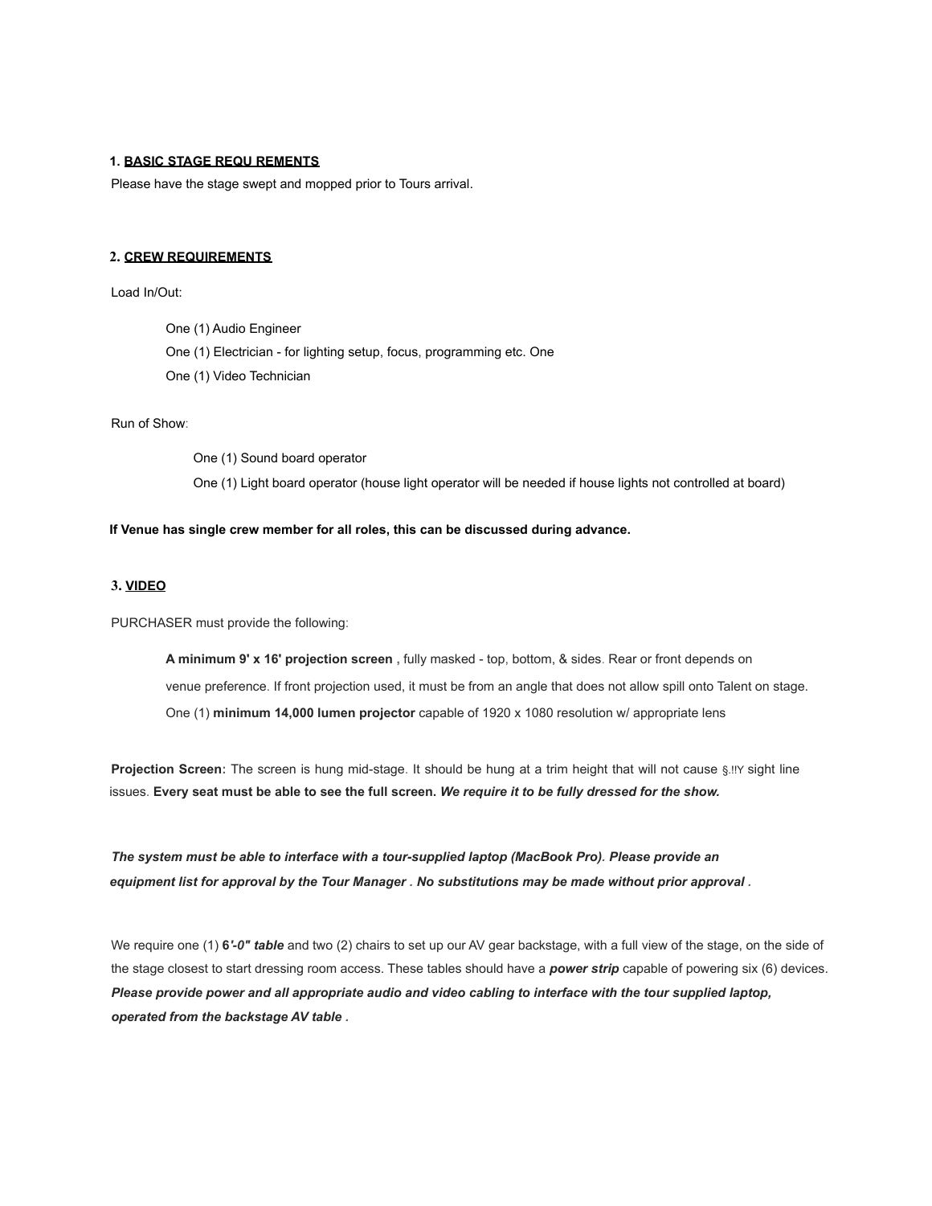**1. BASIC STAGE REQU REMENTS**

Please have the stage swept and mopped prior to Tours arrival.

**2. CREW REQUIREMENTS**

Load In/Out:

- One (1) Audio Engineer
- One (1) Electrician - for lighting setup, focus, programming etc. One
- One (1) Video Technician

Run of Show:

- One (1) Sound board operator
- One (1) Light board operator (house light operator will be needed if house lights not controlled at board)

**If Venue has single crew member for all roles, this can be discussed during advance.**

**3. VIDEO**

PURCHASER must provide the following:

**A minimum 9' x 16' projection screen ,** fully masked - top, bottom, & sides. Rear or front depends on venue preference. If front projection used, it must be from an angle that does not allow spill onto Talent on stage. One (1) **minimum 14,000 lumen projector** capable of 1920 x 1080 resolution w/ appropriate lens

**Projection Screen:** The screen is hung mid-stage. It should be hung at a trim height that will not cause §.!!Y sight line issues. **Every seat must be able to see the full screen.** ***We require it to be fully dressed for the show.***

***The system must be able to interface with a tour-supplied laptop (MacBook Pro). Please provide an equipment list for approval by the Tour Manager . No substitutions may be made without prior approval .***

We require one (1) ***6'-0" table*** and two (2) chairs to set up our AV gear backstage, with a full view of the stage, on the side of the stage closest to start dressing room access. These tables should have a ***power strip*** capable of powering six (6) devices. ***Please provide power and all appropriate audio and video cabling to interface with the tour supplied laptop, operated from the backstage AV table .***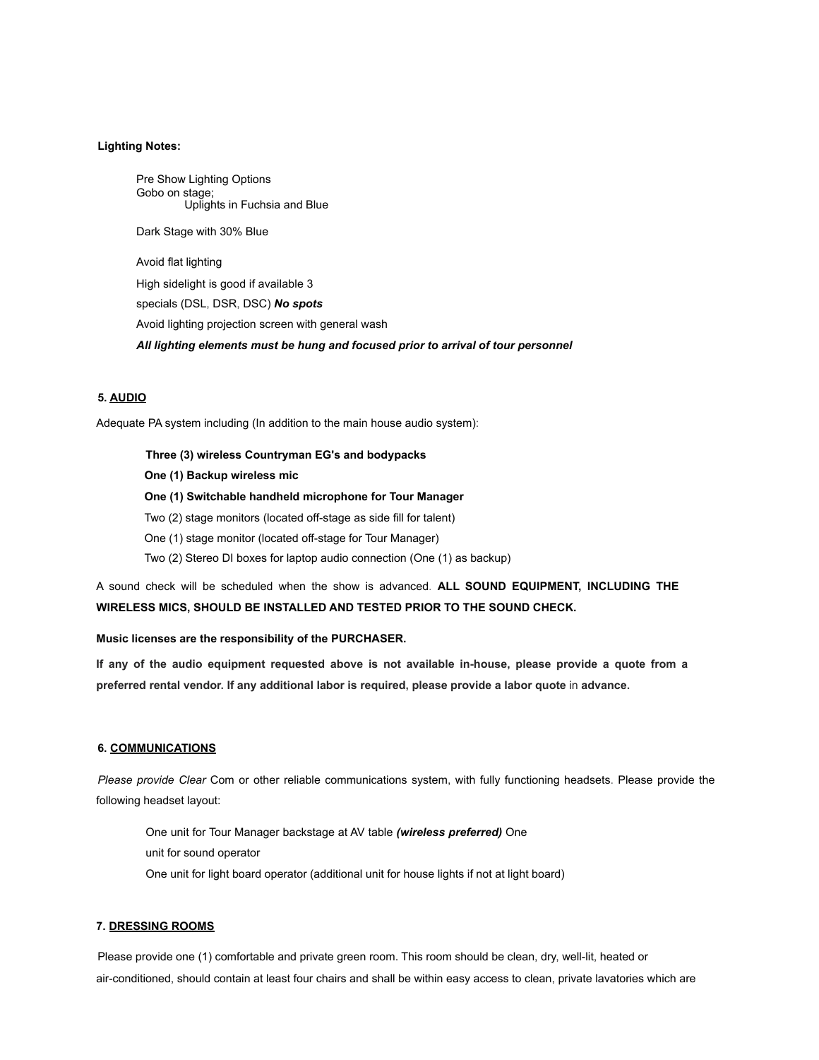**Lighting Notes:**

Pre Show Lighting Options
Gobo on stage;
Uplights in Fuchsia and Blue

Dark Stage with 30% Blue

Avoid flat lighting

High sidelight is good if available 3

specials (DSL, DSR, DSC) ***No spots***

Avoid lighting projection screen with general wash

***All lighting elements must be hung and focused prior to arrival of tour personnel***

**5. AUDIO**

Adequate PA system including (In addition to the main house audio system):

**Three (3) wireless Countryman EG's and bodypacks**

**One (1) Backup wireless mic**

**One (1) Switchable handheld microphone for Tour Manager**

Two (2) stage monitors (located off-stage as side fill for talent)

One (1) stage monitor (located off-stage for Tour Manager)

Two (2) Stereo DI boxes for laptop audio connection (One (1) as backup)

A sound check will be scheduled when the show is advanced. **ALL SOUND EQUIPMENT, INCLUDING THE WIRELESS MICS, SHOULD BE INSTALLED AND TESTED PRIOR TO THE SOUND CHECK.**

**Music licenses are the responsibility of the PURCHASER.**

**If any of the audio equipment requested above is not available in-house, please provide a quote from a preferred rental vendor. If any additional labor is required, please provide a labor quote** in **advance.**

**6. COMMUNICATIONS**

*Please provide Clear* Com or other reliable communications system, with fully functioning headsets. Please provide the following headset layout:

One unit for Tour Manager backstage at AV table ***(wireless preferred)*** One
unit for sound operator
One unit for light board operator (additional unit for house lights if not at light board)

**7. DRESSING ROOMS**

Please provide one (1) comfortable and private green room. This room should be clean, dry, well-lit, heated or air-conditioned, should contain at least four chairs and shall be within easy access to clean, private lavatories which are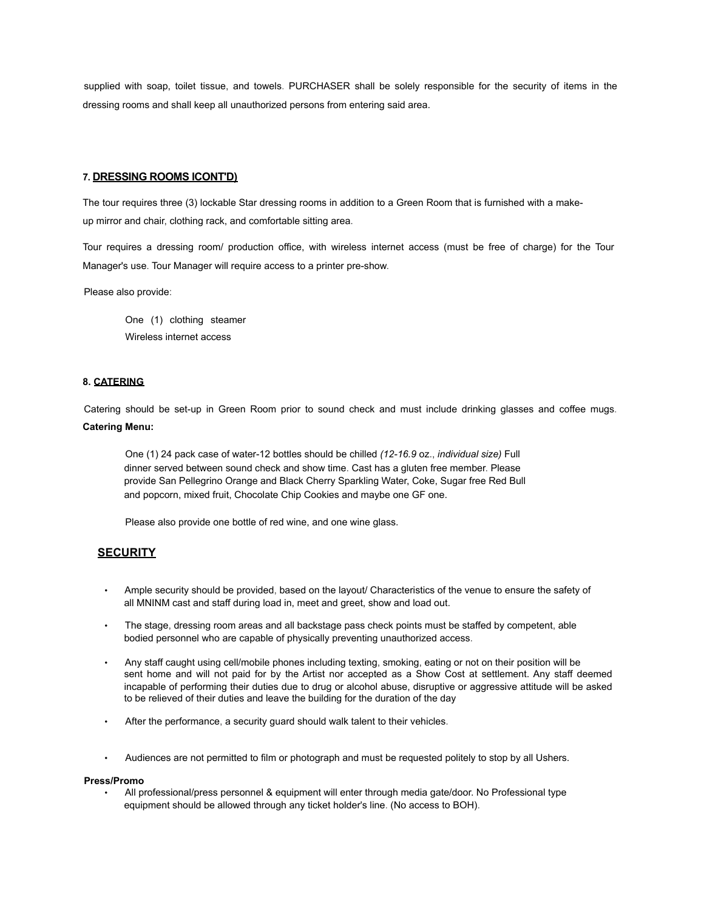supplied with soap, toilet tissue, and towels. PURCHASER shall be solely responsible for the security of items in the dressing rooms and shall keep all unauthorized persons from entering said area.

### 7. DRESSING ROOMS ICONT'D)

The tour requires three (3) lockable Star dressing rooms in addition to a Green Room that is furnished with a make-up mirror and chair, clothing rack, and comfortable sitting area.

Tour requires a dressing room/ production office, with wireless internet access (must be free of charge) for the Tour Manager's use. Tour Manager will require access to a printer pre-show.

Please also provide:

One (1) clothing steamer
Wireless internet access

### 8. CATERING

Catering should be set-up in Green Room prior to sound check and must include drinking glasses and coffee mugs.

**Catering Menu:**

One (1) 24 pack case of water-12 bottles should be chilled *(12-16.9* oz., *individual size)* Full dinner served between sound check and show time. Cast has a gluten free member. Please provide San Pellegrino Orange and Black Cherry Sparkling Water, Coke, Sugar free Red Bull and popcorn, mixed fruit, Chocolate Chip Cookies and maybe one GF one.

Please also provide one bottle of red wine, and one wine glass.

## SECURITY

- Ample security should be provided, based on the layout/ Characteristics of the venue to ensure the safety of all MNINM cast and staff during load in, meet and greet, show and load out.
- The stage, dressing room areas and all backstage pass check points must be staffed by competent, able bodied personnel who are capable of physically preventing unauthorized access.
- Any staff caught using cell/mobile phones including texting, smoking, eating or not on their position will be sent home and will not paid for by the Artist nor accepted as a Show Cost at settlement. Any staff deemed incapable of performing their duties due to drug or alcohol abuse, disruptive or aggressive attitude will be asked to be relieved of their duties and leave the building for the duration of the day
- After the performance, a security guard should walk talent to their vehicles.
- Audiences are not permitted to film or photograph and must be requested politely to stop by all Ushers.

**Press/Promo**

- All professional/press personnel & equipment will enter through media gate/door. No Professional type equipment should be allowed through any ticket holder's line. (No access to BOH).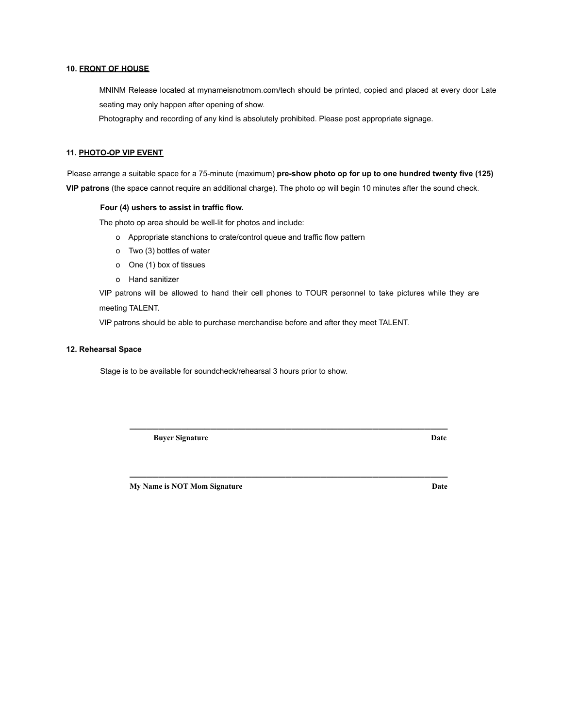**10. FRONT OF HOUSE**

MNINM Release located at mynameisnotmom.com/tech should be printed, copied and placed at every door Late seating may only happen after opening of show.

Photography and recording of any kind is absolutely prohibited. Please post appropriate signage.

**11. PHOTO-OP VIP EVENT**

Please arrange a suitable space for a 75-minute (maximum) **pre-show photo op for up to one hundred twenty five (125) VIP patrons** (the space cannot require an additional charge). The photo op will begin 10 minutes after the sound check.

**Four (4) ushers to assist in traffic flow.**

The photo op area should be well-lit for photos and include:

- Appropriate stanchions to crate/control queue and traffic flow pattern
- Two (3) bottles of water
- One (1) box of tissues
- Hand sanitizer

VIP patrons will be allowed to hand their cell phones to TOUR personnel to take pictures while they are meeting TALENT.

VIP patrons should be able to purchase merchandise before and after they meet TALENT.

**12. Rehearsal Space**

Stage is to be available for soundcheck/rehearsal 3 hours prior to show.

\_\_\_\_\_\_\_\_\_\_\_\_\_\_\_\_\_\_\_\_\_\_\_\_\_\_\_\_\_\_\_\_\_\_\_\_\_\_\_\_\_\_\_\_\_\_\_\_\_\_\_\_\_\_\_\_\_\_\_\_

**Buyer Signature** **Date**

\_\_\_\_\_\_\_\_\_\_\_\_\_\_\_\_\_\_\_\_\_\_\_\_\_\_\_\_\_\_\_\_\_\_\_\_\_\_\_\_\_\_\_\_\_\_\_\_\_\_\_\_\_\_\_\_\_\_\_\_

**My Name is NOT Mom Signature** **Date**